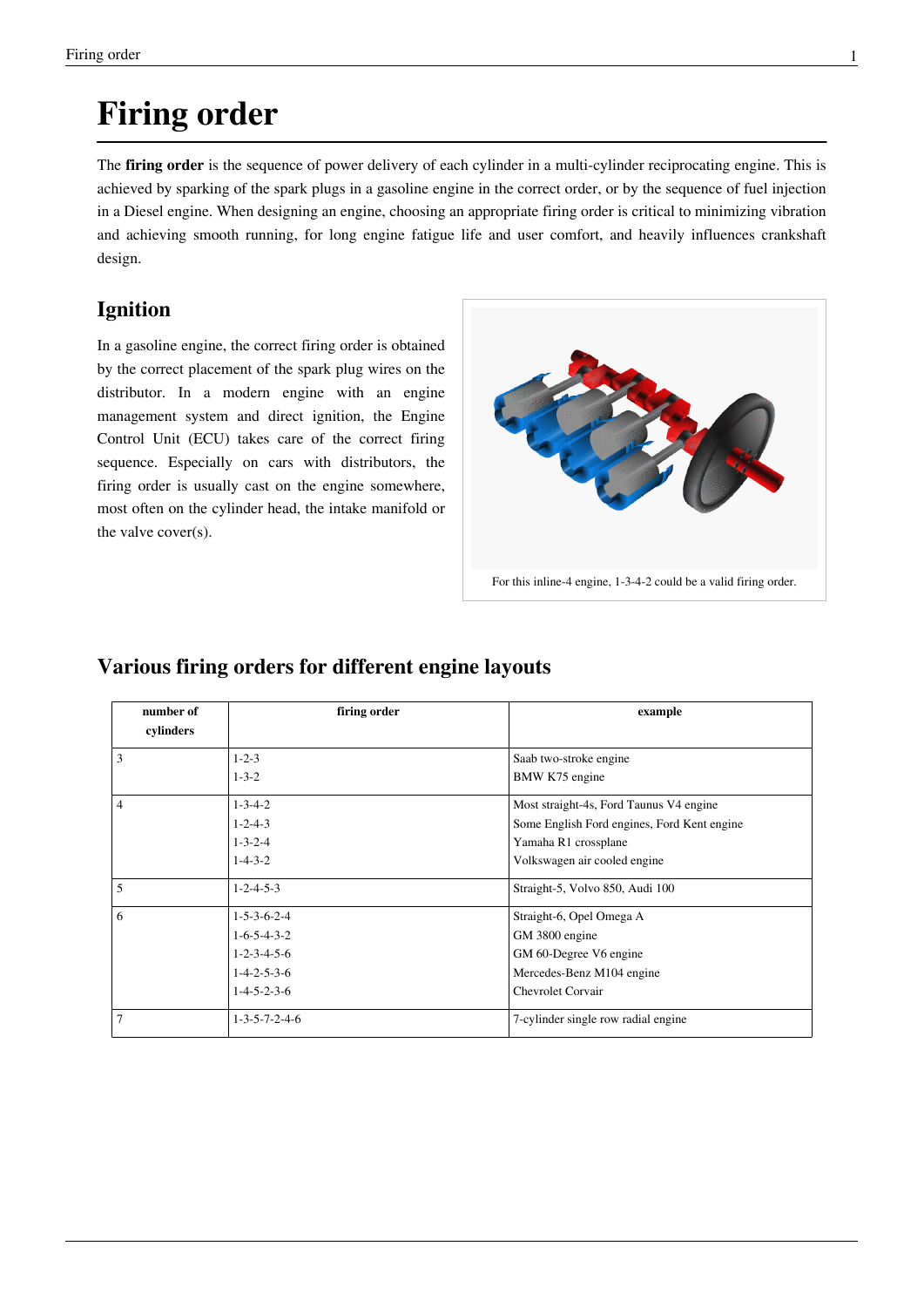# Firing order

The **firing order** is the sequence of power delivery of each cylinder in a multi-cylinder reciprocating engine. This is achieved by sparking of the spark plugs in a gasoline engine in the correct order, or by the sequence of fuel injection in a Diesel engine. When designing an engine, choosing an appropriate firing order is critical to minimizing vibration and achieving smooth running, for long engine fatigue life and user comfort, and heavily influences crankshaft design.

## Ignition

In a gasoline engine, the correct firing order is obtained by the correct placement of the spark plug wires on the distributor. In a modern engine with an engine management system and direct ignition, the Engine Control Unit (ECU) takes care of the correct firing sequence. Especially on cars with distributors, the firing order is usually cast on the engine somewhere, most often on the cylinder head, the intake manifold or the valve cover(s).

For this inline-4 engine, 1-3-4-2 could be a valid firing order.

## Various firing orders for different engine layouts

| number of cylinders | firing order | example |
|---|---|---|
| 3 | 1-2-3<br>1-3-2 | Saab two-stroke engine<br>BMW K75 engine |
| 4 | 1-3-4-2<br>1-2-4-3<br>1-3-2-4<br>1-4-3-2 | Most straight-4s, Ford Taunus V4 engine<br>Some English Ford engines, Ford Kent engine<br>Yamaha R1 crossplane<br>Volkswagen air cooled engine |
| 5 | 1-2-4-5-3 | Straight-5, Volvo 850, Audi 100 |
| 6 | 1-5-3-6-2-4<br>1-6-5-4-3-2<br>1-2-3-4-5-6<br>1-4-2-5-3-6<br>1-4-5-2-3-6 | Straight-6, Opel Omega A<br>GM 3800 engine<br>GM 60-Degree V6 engine<br>Mercedes-Benz M104 engine<br>Chevrolet Corvair |
| 7 | 1-3-5-7-2-4-6 | 7-cylinder single row radial engine |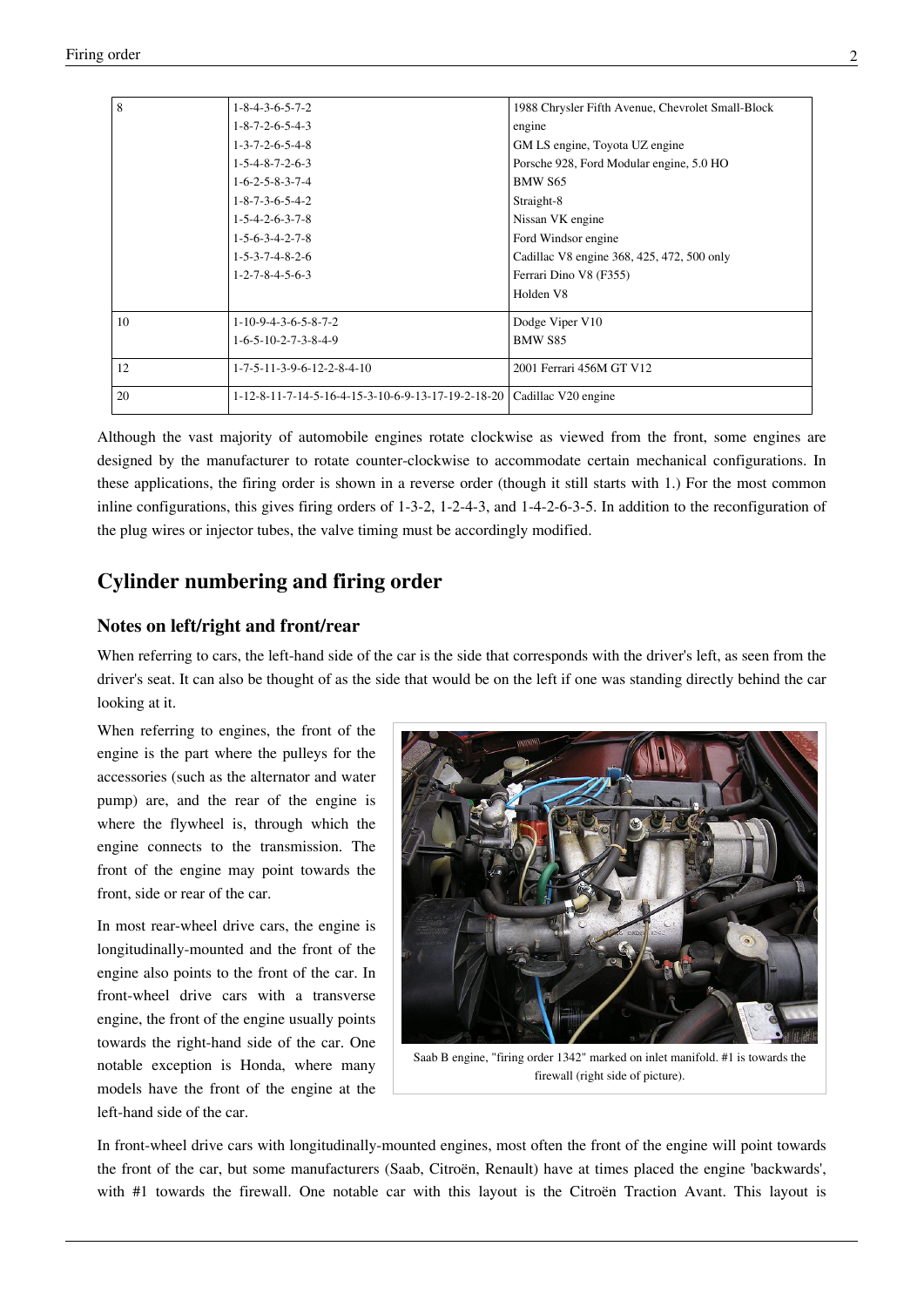| | | |
|---|---|---|
| 8 | 1-8-4-3-6-5-7-2<br>1-8-7-2-6-5-4-3<br>1-3-7-2-6-5-4-8<br>1-5-4-8-7-2-6-3<br>1-6-2-5-8-3-7-4<br>1-8-7-3-6-5-4-2<br>1-5-4-2-6-3-7-8<br>1-5-6-3-4-2-7-8<br>1-5-3-7-4-8-2-6<br>1-2-7-8-4-5-6-3 | 1988 Chrysler Fifth Avenue, Chevrolet Small-Block engine<br>GM LS engine, Toyota UZ engine<br>Porsche 928, Ford Modular engine, 5.0 HO<br>BMW S65<br>Straight-8<br>Nissan VK engine<br>Ford Windsor engine<br>Cadillac V8 engine 368, 425, 472, 500 only<br>Ferrari Dino V8 (F355)<br>Holden V8 |
| 10 | 1-10-9-4-3-6-5-8-7-2<br>1-6-5-10-2-7-3-8-4-9 | Dodge Viper V10<br>BMW S85 |
| 12 | 1-7-5-11-3-9-6-12-2-8-4-10 | 2001 Ferrari 456M GT V12 |
| 20 | 1-12-8-11-7-14-5-16-4-15-3-10-6-9-13-17-19-2-18-20 | Cadillac V20 engine |

Although the vast majority of automobile engines rotate clockwise as viewed from the front, some engines are designed by the manufacturer to rotate counter-clockwise to accommodate certain mechanical configurations. In these applications, the firing order is shown in a reverse order (though it still starts with 1.) For the most common inline configurations, this gives firing orders of 1-3-2, 1-2-4-3, and 1-4-2-6-3-5. In addition to the reconfiguration of the plug wires or injector tubes, the valve timing must be accordingly modified.

## Cylinder numbering and firing order

### Notes on left/right and front/rear

When referring to cars, the left-hand side of the car is the side that corresponds with the driver's left, as seen from the driver's seat. It can also be thought of as the side that would be on the left if one was standing directly behind the car looking at it.

When referring to engines, the front of the engine is the part where the pulleys for the accessories (such as the alternator and water pump) are, and the rear of the engine is where the flywheel is, through which the engine connects to the transmission. The front of the engine may point towards the front, side or rear of the car.

In most rear-wheel drive cars, the engine is longitudinally-mounted and the front of the engine also points to the front of the car. In front-wheel drive cars with a transverse engine, the front of the engine usually points towards the right-hand side of the car. One notable exception is Honda, where many models have the front of the engine at the left-hand side of the car.

Saab B engine, "firing order 1342" marked on inlet manifold. #1 is towards the firewall (right side of picture).

In front-wheel drive cars with longitudinally-mounted engines, most often the front of the engine will point towards the front of the car, but some manufacturers (Saab, Citroën, Renault) have at times placed the engine 'backwards', with #1 towards the firewall. One notable car with this layout is the Citroën Traction Avant. This layout is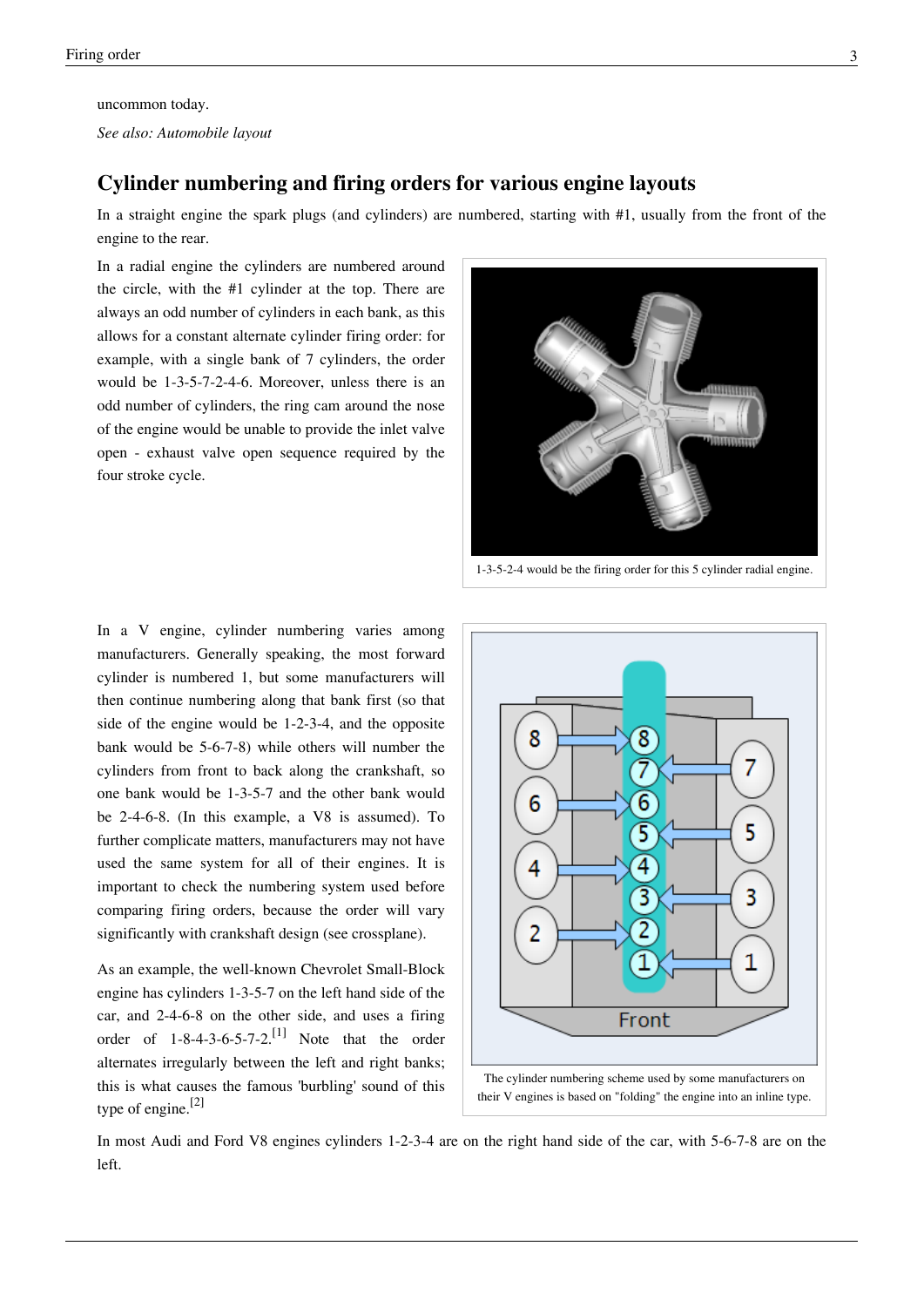uncommon today.

*See also: Automobile layout*

## Cylinder numbering and firing orders for various engine layouts

In a straight engine the spark plugs (and cylinders) are numbered, starting with #1, usually from the front of the engine to the rear.

In a radial engine the cylinders are numbered around the circle, with the #1 cylinder at the top. There are always an odd number of cylinders in each bank, as this allows for a constant alternate cylinder firing order: for example, with a single bank of 7 cylinders, the order would be 1-3-5-7-2-4-6. Moreover, unless there is an odd number of cylinders, the ring cam around the nose of the engine would be unable to provide the inlet valve open - exhaust valve open sequence required by the four stroke cycle.

1-3-5-2-4 would be the firing order for this 5 cylinder radial engine.

In a V engine, cylinder numbering varies among manufacturers. Generally speaking, the most forward cylinder is numbered 1, but some manufacturers will then continue numbering along that bank first (so that side of the engine would be 1-2-3-4, and the opposite bank would be 5-6-7-8) while others will number the cylinders from front to back along the crankshaft, so one bank would be 1-3-5-7 and the other bank would be 2-4-6-8. (In this example, a V8 is assumed). To further complicate matters, manufacturers may not have used the same system for all of their engines. It is important to check the numbering system used before comparing firing orders, because the order will vary significantly with crankshaft design (see crossplane).

As an example, the well-known Chevrolet Small-Block engine has cylinders 1-3-5-7 on the left hand side of the car, and 2-4-6-8 on the other side, and uses a firing order of 1-8-4-3-6-5-7-2.[1] Note that the order alternates irregularly between the left and right banks; this is what causes the famous 'burbling' sound of this type of engine.[2]

The cylinder numbering scheme used by some manufacturers on their V engines is based on "folding" the engine into an inline type.

In most Audi and Ford V8 engines cylinders 1-2-3-4 are on the right hand side of the car, with 5-6-7-8 are on the left.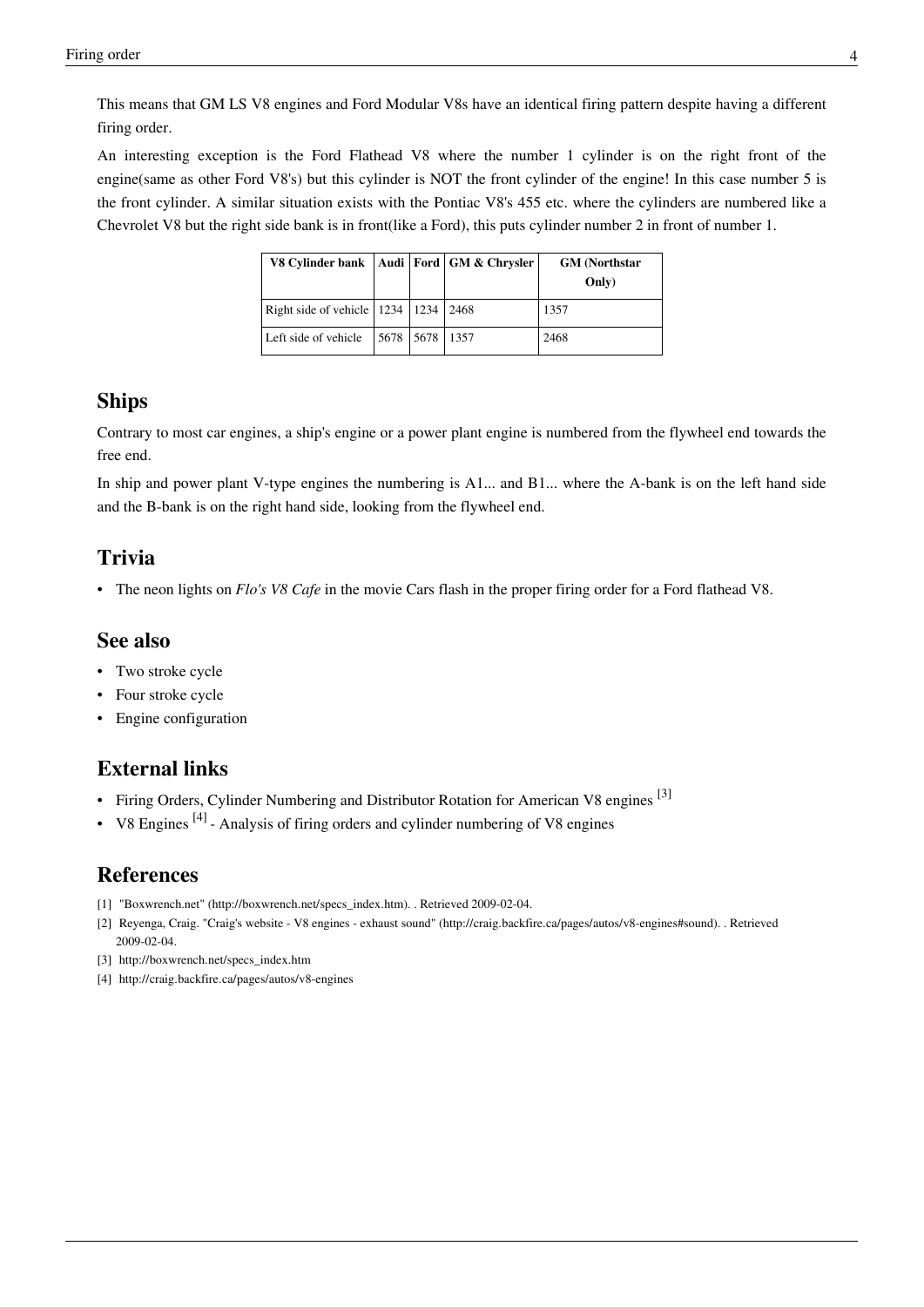This means that GM LS V8 engines and Ford Modular V8s have an identical firing pattern despite having a different firing order.

An interesting exception is the Ford Flathead V8 where the number 1 cylinder is on the right front of the engine(same as other Ford V8's) but this cylinder is NOT the front cylinder of the engine! In this case number 5 is the front cylinder. A similar situation exists with the Pontiac V8's 455 etc. where the cylinders are numbered like a Chevrolet V8 but the right side bank is in front(like a Ford), this puts cylinder number 2 in front of number 1.

| V8 Cylinder bank | Audi | Ford | GM & Chrysler | GM (Northstar Only) |
|---|---|---|---|---|
| Right side of vehicle | 1234 | 1234 | 2468 | 1357 |
| Left side of vehicle | 5678 | 5678 | 1357 | 2468 |

## Ships

Contrary to most car engines, a ship's engine or a power plant engine is numbered from the flywheel end towards the free end.

In ship and power plant V-type engines the numbering is A1... and B1... where the A-bank is on the left hand side and the B-bank is on the right hand side, looking from the flywheel end.

## Trivia

- The neon lights on *Flo's V8 Cafe* in the movie Cars flash in the proper firing order for a Ford flathead V8.

## See also

- Two stroke cycle
- Four stroke cycle
- Engine configuration

## External links

- Firing Orders, Cylinder Numbering and Distributor Rotation for American V8 engines [3]
- V8 Engines [4] - Analysis of firing orders and cylinder numbering of V8 engines

## References

[1] "Boxwrench.net" (http://boxwrench.net/specs_index.htm). . Retrieved 2009-02-04.

[2] Reyenga, Craig. "Craig's website - V8 engines - exhaust sound" (http://craig.backfire.ca/pages/autos/v8-engines#sound). . Retrieved 2009-02-04.

[3] http://boxwrench.net/specs_index.htm

[4] http://craig.backfire.ca/pages/autos/v8-engines